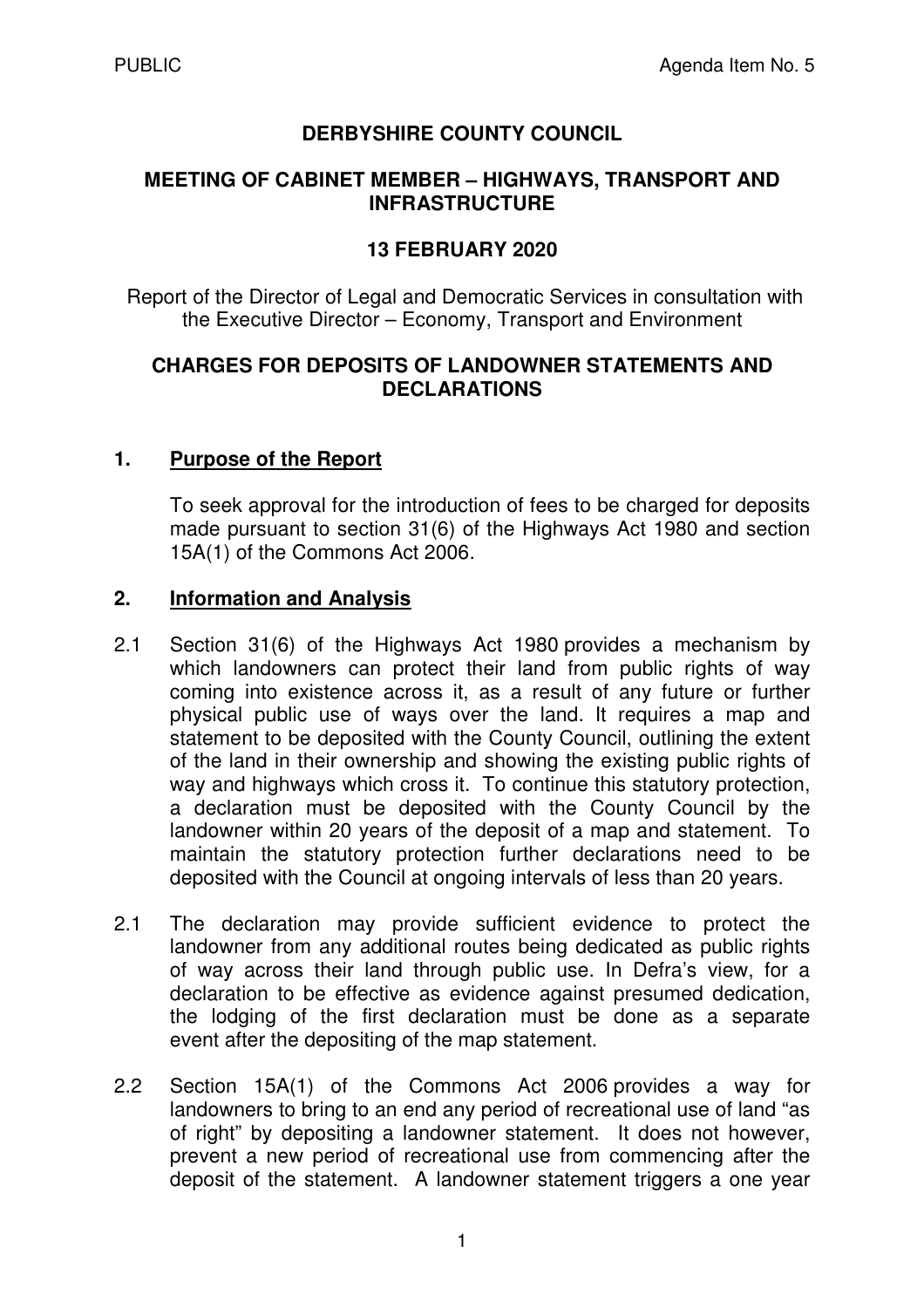PUBLIC Agenda Item No. 5

**DERBYSHIRE COUNTY COUNCIL**

**MEETING OF CABINET MEMBER – HIGHWAYS, TRANSPORT AND INFRASTRUCTURE**

**13 FEBRUARY 2020**

Report of the Director of Legal and Democratic Services in consultation with the Executive Director – Economy, Transport and Environment

**CHARGES FOR DEPOSITS OF LANDOWNER STATEMENTS AND DECLARATIONS**

## 1. Purpose of the Report

To seek approval for the introduction of fees to be charged for deposits made pursuant to section 31(6) of the Highways Act 1980 and section 15A(1) of the Commons Act 2006.

## 2. Information and Analysis

2.1 Section 31(6) of the Highways Act 1980 provides a mechanism by which landowners can protect their land from public rights of way coming into existence across it, as a result of any future or further physical public use of ways over the land. It requires a map and statement to be deposited with the County Council, outlining the extent of the land in their ownership and showing the existing public rights of way and highways which cross it. To continue this statutory protection, a declaration must be deposited with the County Council by the landowner within 20 years of the deposit of a map and statement. To maintain the statutory protection further declarations need to be deposited with the Council at ongoing intervals of less than 20 years.

2.1 The declaration may provide sufficient evidence to protect the landowner from any additional routes being dedicated as public rights of way across their land through public use. In Defra's view, for a declaration to be effective as evidence against presumed dedication, the lodging of the first declaration must be done as a separate event after the depositing of the map statement.

2.2 Section 15A(1) of the Commons Act 2006 provides a way for landowners to bring to an end any period of recreational use of land "as of right" by depositing a landowner statement. It does not however, prevent a new period of recreational use from commencing after the deposit of the statement. A landowner statement triggers a one year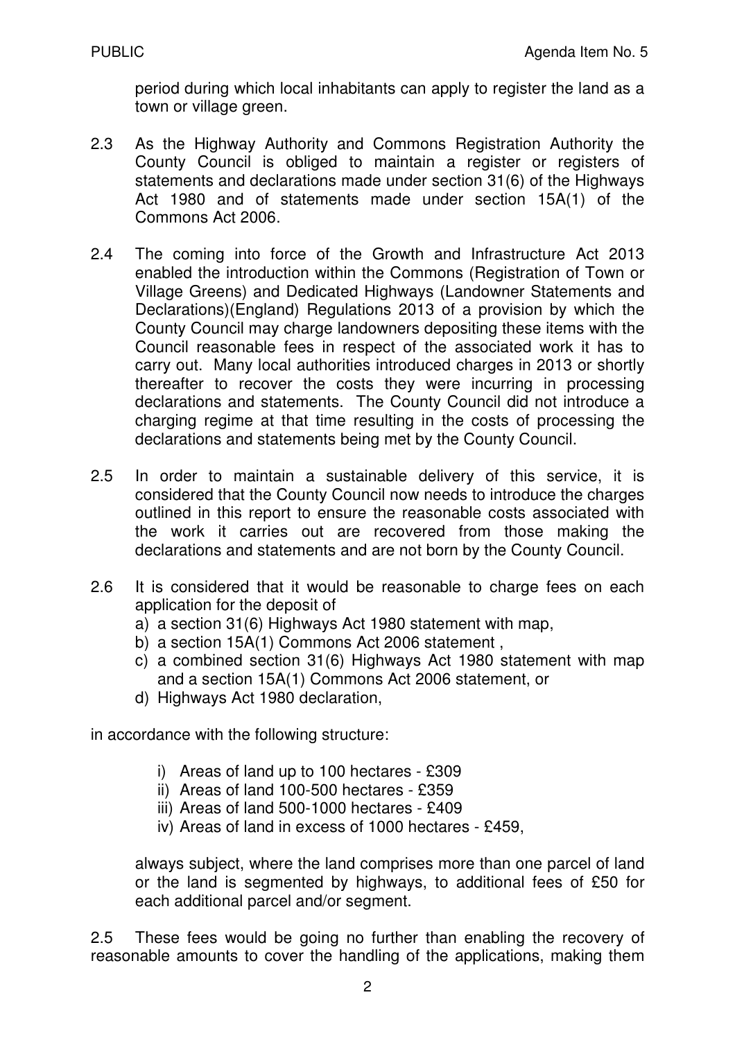period during which local inhabitants can apply to register the land as a town or village green.

2.3 As the Highway Authority and Commons Registration Authority the County Council is obliged to maintain a register or registers of statements and declarations made under section 31(6) of the Highways Act 1980 and of statements made under section 15A(1) of the Commons Act 2006.

2.4 The coming into force of the Growth and Infrastructure Act 2013 enabled the introduction within the Commons (Registration of Town or Village Greens) and Dedicated Highways (Landowner Statements and Declarations)(England) Regulations 2013 of a provision by which the County Council may charge landowners depositing these items with the Council reasonable fees in respect of the associated work it has to carry out. Many local authorities introduced charges in 2013 or shortly thereafter to recover the costs they were incurring in processing declarations and statements. The County Council did not introduce a charging regime at that time resulting in the costs of processing the declarations and statements being met by the County Council.

2.5 In order to maintain a sustainable delivery of this service, it is considered that the County Council now needs to introduce the charges outlined in this report to ensure the reasonable costs associated with the work it carries out are recovered from those making the declarations and statements and are not born by the County Council.

2.6 It is considered that it would be reasonable to charge fees on each application for the deposit of

a) a section 31(6) Highways Act 1980 statement with map,
b) a section 15A(1) Commons Act 2006 statement ,
c) a combined section 31(6) Highways Act 1980 statement with map and a section 15A(1) Commons Act 2006 statement, or
d) Highways Act 1980 declaration,

in accordance with the following structure:

i) Areas of land up to 100 hectares - £309
ii) Areas of land 100-500 hectares - £359
iii) Areas of land 500-1000 hectares - £409
iv) Areas of land in excess of 1000 hectares - £459,

always subject, where the land comprises more than one parcel of land or the land is segmented by highways, to additional fees of £50 for each additional parcel and/or segment.

2.5 These fees would be going no further than enabling the recovery of reasonable amounts to cover the handling of the applications, making them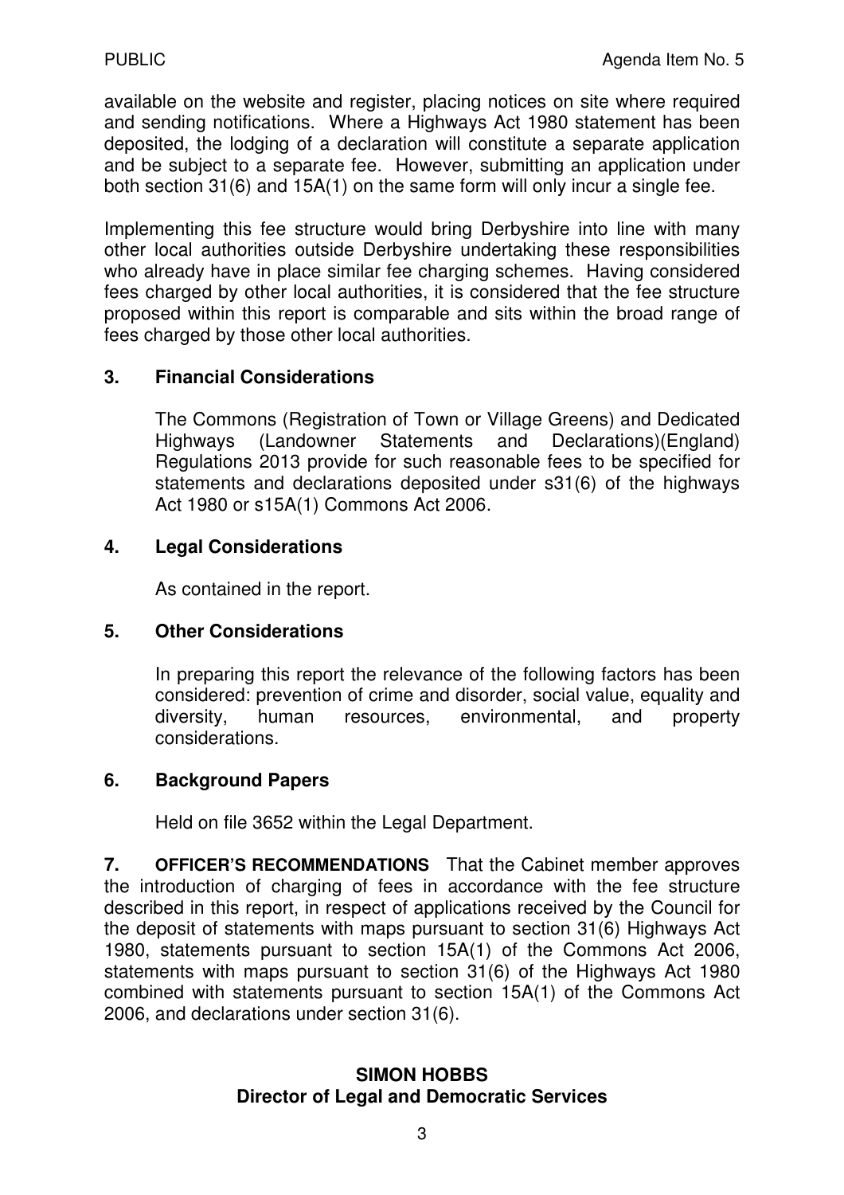available on the website and register, placing notices on site where required and sending notifications. Where a Highways Act 1980 statement has been deposited, the lodging of a declaration will constitute a separate application and be subject to a separate fee. However, submitting an application under both section 31(6) and 15A(1) on the same form will only incur a single fee.

Implementing this fee structure would bring Derbyshire into line with many other local authorities outside Derbyshire undertaking these responsibilities who already have in place similar fee charging schemes. Having considered fees charged by other local authorities, it is considered that the fee structure proposed within this report is comparable and sits within the broad range of fees charged by those other local authorities.

## 3. Financial Considerations

The Commons (Registration of Town or Village Greens) and Dedicated Highways (Landowner Statements and Declarations)(England) Regulations 2013 provide for such reasonable fees to be specified for statements and declarations deposited under s31(6) of the highways Act 1980 or s15A(1) Commons Act 2006.

## 4. Legal Considerations

As contained in the report.

## 5. Other Considerations

In preparing this report the relevance of the following factors has been considered: prevention of crime and disorder, social value, equality and diversity, human resources, environmental, and property considerations.

## 6. Background Papers

Held on file 3652 within the Legal Department.

**7. OFFICER'S RECOMMENDATIONS** That the Cabinet member approves the introduction of charging of fees in accordance with the fee structure described in this report, in respect of applications received by the Council for the deposit of statements with maps pursuant to section 31(6) Highways Act 1980, statements pursuant to section 15A(1) of the Commons Act 2006, statements with maps pursuant to section 31(6) of the Highways Act 1980 combined with statements pursuant to section 15A(1) of the Commons Act 2006, and declarations under section 31(6).

**SIMON HOBBS**
**Director of Legal and Democratic Services**